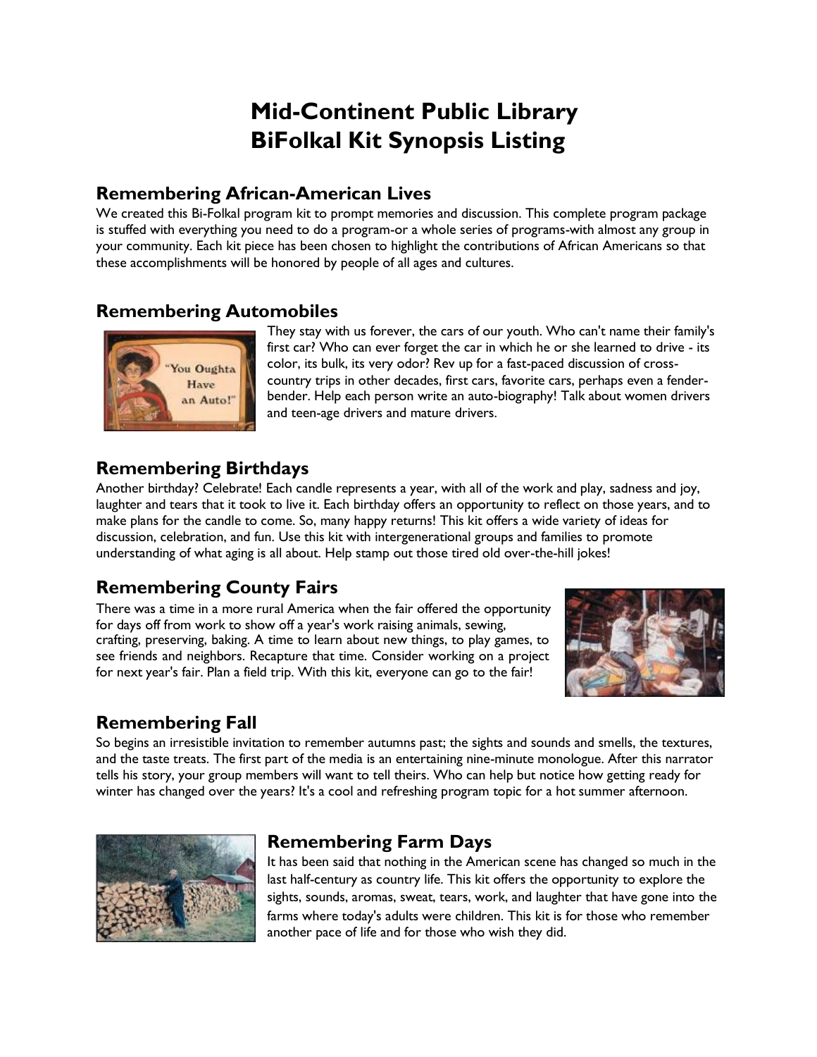# Mid-Continent Public Library
# BiFolkal Kit Synopsis Listing

## Remembering African-American Lives

We created this Bi-Folkal program kit to prompt memories and discussion. This complete program package is stuffed with everything you need to do a program-or a whole series of programs-with almost any group in your community. Each kit piece has been chosen to highlight the contributions of African Americans so that these accomplishments will be honored by people of all ages and cultures.

## Remembering Automobiles

They stay with us forever, the cars of our youth. Who can't name their family's first car? Who can ever forget the car in which he or she learned to drive - its color, its bulk, its very odor? Rev up for a fast-paced discussion of cross-country trips in other decades, first cars, favorite cars, perhaps even a fender-bender. Help each person write an auto-biography! Talk about women drivers and teen-age drivers and mature drivers.

## Remembering Birthdays

Another birthday? Celebrate! Each candle represents a year, with all of the work and play, sadness and joy, laughter and tears that it took to live it. Each birthday offers an opportunity to reflect on those years, and to make plans for the candle to come. So, many happy returns! This kit offers a wide variety of ideas for discussion, celebration, and fun. Use this kit with intergenerational groups and families to promote understanding of what aging is all about. Help stamp out those tired old over-the-hill jokes!

## Remembering County Fairs

There was a time in a more rural America when the fair offered the opportunity for days off from work to show off a year's work raising animals, sewing, crafting, preserving, baking. A time to learn about new things, to play games, to see friends and neighbors. Recapture that time. Consider working on a project for next year's fair. Plan a field trip. With this kit, everyone can go to the fair!

## Remembering Fall

So begins an irresistible invitation to remember autumns past; the sights and sounds and smells, the textures, and the taste treats. The first part of the media is an entertaining nine-minute monologue. After this narrator tells his story, your group members will want to tell theirs. Who can help but notice how getting ready for winter has changed over the years? It's a cool and refreshing program topic for a hot summer afternoon.

## Remembering Farm Days

It has been said that nothing in the American scene has changed so much in the last half-century as country life. This kit offers the opportunity to explore the sights, sounds, aromas, sweat, tears, work, and laughter that have gone into the farms where today's adults were children. This kit is for those who remember another pace of life and for those who wish they did.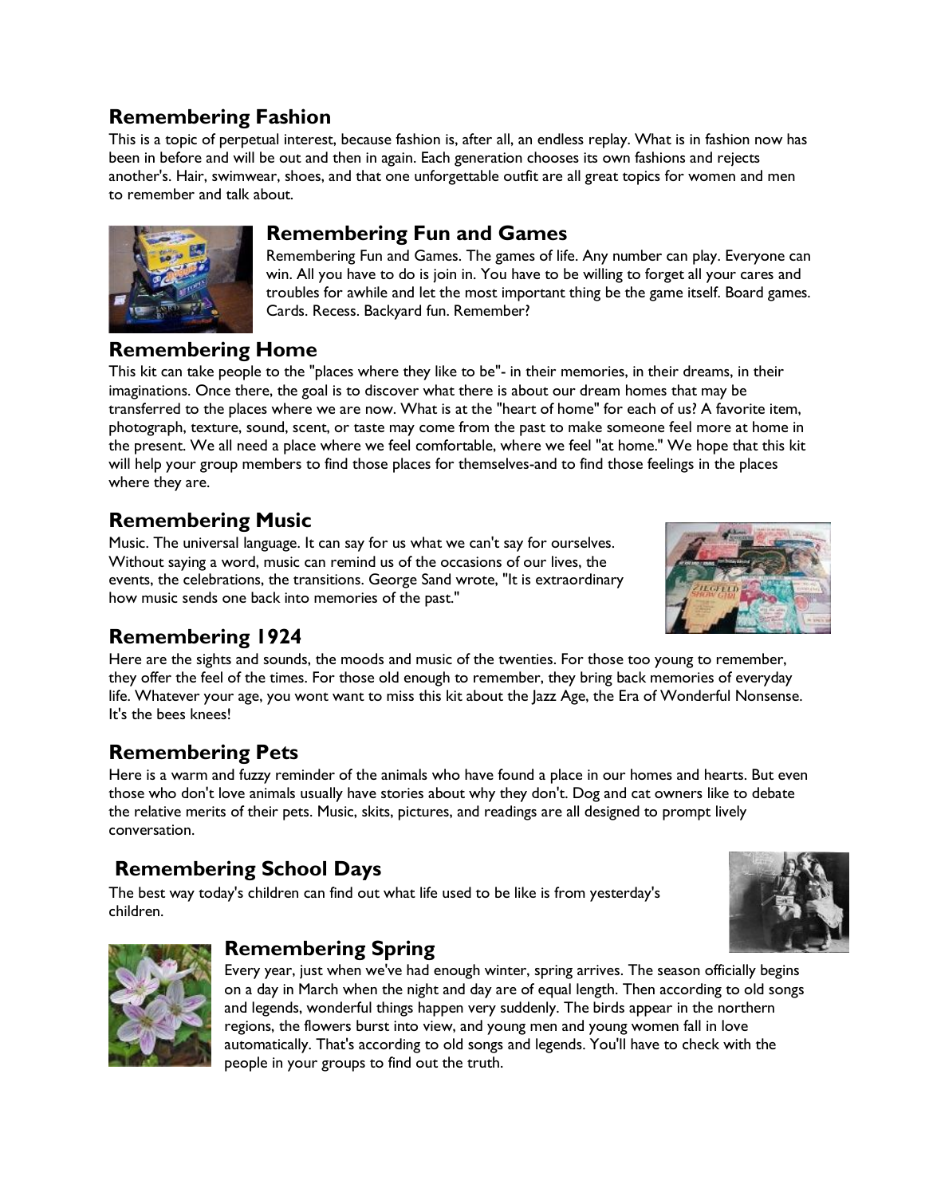## Remembering Fashion

This is a topic of perpetual interest, because fashion is, after all, an endless replay. What is in fashion now has been in before and will be out and then in again. Each generation chooses its own fashions and rejects another's. Hair, swimwear, shoes, and that one unforgettable outfit are all great topics for women and men to remember and talk about.

## Remembering Fun and Games

Remembering Fun and Games. The games of life. Any number can play. Everyone can win. All you have to do is join in. You have to be willing to forget all your cares and troubles for awhile and let the most important thing be the game itself. Board games. Cards. Recess. Backyard fun. Remember?

## Remembering Home

This kit can take people to the "places where they like to be"- in their memories, in their dreams, in their imaginations. Once there, the goal is to discover what there is about our dream homes that may be transferred to the places where we are now. What is at the "heart of home" for each of us? A favorite item, photograph, texture, sound, scent, or taste may come from the past to make someone feel more at home in the present. We all need a place where we feel comfortable, where we feel "at home." We hope that this kit will help your group members to find those places for themselves-and to find those feelings in the places where they are.

## Remembering Music

Music. The universal language. It can say for us what we can't say for ourselves. Without saying a word, music can remind us of the occasions of our lives, the events, the celebrations, the transitions. George Sand wrote, "It is extraordinary how music sends one back into memories of the past."

## Remembering 1924

Here are the sights and sounds, the moods and music of the twenties. For those too young to remember, they offer the feel of the times. For those old enough to remember, they bring back memories of everyday life. Whatever your age, you wont want to miss this kit about the Jazz Age, the Era of Wonderful Nonsense. It's the bees knees!

## Remembering Pets

Here is a warm and fuzzy reminder of the animals who have found a place in our homes and hearts. But even those who don't love animals usually have stories about why they don't. Dog and cat owners like to debate the relative merits of their pets. Music, skits, pictures, and readings are all designed to prompt lively conversation.

## Remembering School Days

The best way today's children can find out what life used to be like is from yesterday's children.

## Remembering Spring

Every year, just when we've had enough winter, spring arrives. The season officially begins on a day in March when the night and day are of equal length. Then according to old songs and legends, wonderful things happen very suddenly. The birds appear in the northern regions, the flowers burst into view, and young men and young women fall in love automatically. That's according to old songs and legends. You'll have to check with the people in your groups to find out the truth.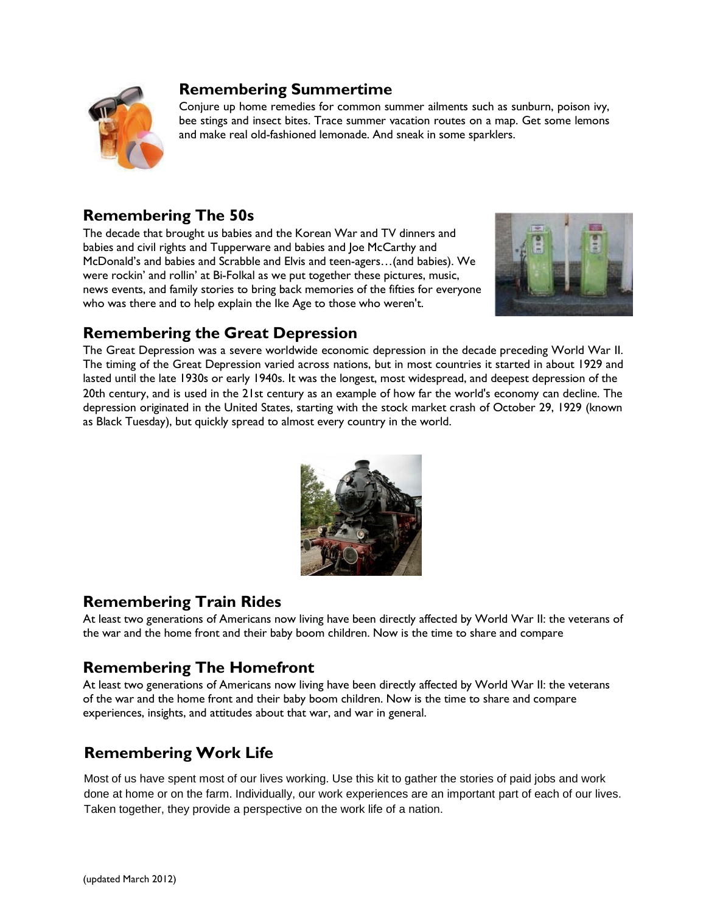## Remembering Summertime

Conjure up home remedies for common summer ailments such as sunburn, poison ivy, bee stings and insect bites. Trace summer vacation routes on a map. Get some lemons and make real old-fashioned lemonade. And sneak in some sparklers.

## Remembering The 50s

The decade that brought us babies and the Korean War and TV dinners and babies and civil rights and Tupperware and babies and Joe McCarthy and McDonald's and babies and Scrabble and Elvis and teen-agers…(and babies). We were rockin' and rollin' at Bi-Folkal as we put together these pictures, music, news events, and family stories to bring back memories of the fifties for everyone who was there and to help explain the Ike Age to those who weren't.

## Remembering the Great Depression

The Great Depression was a severe worldwide economic depression in the decade preceding World War II. The timing of the Great Depression varied across nations, but in most countries it started in about 1929 and lasted until the late 1930s or early 1940s. It was the longest, most widespread, and deepest depression of the 20th century, and is used in the 21st century as an example of how far the world's economy can decline. The depression originated in the United States, starting with the stock market crash of October 29, 1929 (known as Black Tuesday), but quickly spread to almost every country in the world.

## Remembering Train Rides

At least two generations of Americans now living have been directly affected by World War II: the veterans of the war and the home front and their baby boom children. Now is the time to share and compare

## Remembering The Homefront

At least two generations of Americans now living have been directly affected by World War II: the veterans of the war and the home front and their baby boom children. Now is the time to share and compare experiences, insights, and attitudes about that war, and war in general.

## Remembering Work Life

Most of us have spent most of our lives working. Use this kit to gather the stories of paid jobs and work done at home or on the farm. Individually, our work experiences are an important part of each of our lives. Taken together, they provide a perspective on the work life of a nation.

(updated March 2012)